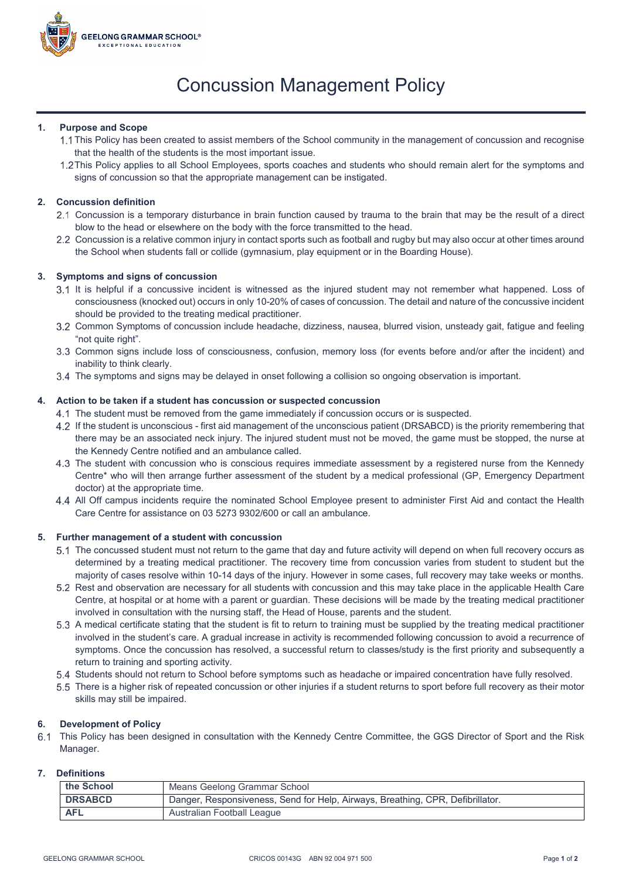# Concussion Management Policy

## 1. Purpose and Scope

1.1 This Policy has been created to assist members of the School community in the management of concussion and recognise that the health of the students is the most important issue.

1.2 This Policy applies to all School Employees, sports coaches and students who should remain alert for the symptoms and signs of concussion so that the appropriate management can be instigated.

## 2. Concussion definition

2.1 Concussion is a temporary disturbance in brain function caused by trauma to the brain that may be the result of a direct blow to the head or elsewhere on the body with the force transmitted to the head.

2.2 Concussion is a relative common injury in contact sports such as football and rugby but may also occur at other times around the School when students fall or collide (gymnasium, play equipment or in the Boarding House).

## 3. Symptoms and signs of concussion

3.1 It is helpful if a concussive incident is witnessed as the injured student may not remember what happened. Loss of consciousness (knocked out) occurs in only 10-20% of cases of concussion. The detail and nature of the concussive incident should be provided to the treating medical practitioner.

3.2 Common Symptoms of concussion include headache, dizziness, nausea, blurred vision, unsteady gait, fatigue and feeling "not quite right".

3.3 Common signs include loss of consciousness, confusion, memory loss (for events before and/or after the incident) and inability to think clearly.

3.4 The symptoms and signs may be delayed in onset following a collision so ongoing observation is important.

## 4. Action to be taken if a student has concussion or suspected concussion

4.1 The student must be removed from the game immediately if concussion occurs or is suspected.

4.2 If the student is unconscious - first aid management of the unconscious patient (DRSABCD) is the priority remembering that there may be an associated neck injury. The injured student must not be moved, the game must be stopped, the nurse at the Kennedy Centre notified and an ambulance called.

4.3 The student with concussion who is conscious requires immediate assessment by a registered nurse from the Kennedy Centre* who will then arrange further assessment of the student by a medical professional (GP, Emergency Department doctor) at the appropriate time.

4.4 All Off campus incidents require the nominated School Employee present to administer First Aid and contact the Health Care Centre for assistance on 03 5273 9302/600 or call an ambulance.

## 5. Further management of a student with concussion

5.1 The concussed student must not return to the game that day and future activity will depend on when full recovery occurs as determined by a treating medical practitioner. The recovery time from concussion varies from student to student but the majority of cases resolve within 10-14 days of the injury. However in some cases, full recovery may take weeks or months.

5.2 Rest and observation are necessary for all students with concussion and this may take place in the applicable Health Care Centre, at hospital or at home with a parent or guardian. These decisions will be made by the treating medical practitioner involved in consultation with the nursing staff, the Head of House, parents and the student.

5.3 A medical certificate stating that the student is fit to return to training must be supplied by the treating medical practitioner involved in the student's care. A gradual increase in activity is recommended following concussion to avoid a recurrence of symptoms. Once the concussion has resolved, a successful return to classes/study is the first priority and subsequently a return to training and sporting activity.

5.4 Students should not return to School before symptoms such as headache or impaired concentration have fully resolved.

5.5 There is a higher risk of repeated concussion or other injuries if a student returns to sport before full recovery as their motor skills may still be impaired.

## 6. Development of Policy

6.1 This Policy has been designed in consultation with the Kennedy Centre Committee, the GGS Director of Sport and the Risk Manager.

## 7. Definitions

| | |
|---|---|
| **the School** | Means Geelong Grammar School |
| **DRSABCD** | Danger, Responsiveness, Send for Help, Airways, Breathing, CPR, Defibrillator. |
| **AFL** | Australian Football League |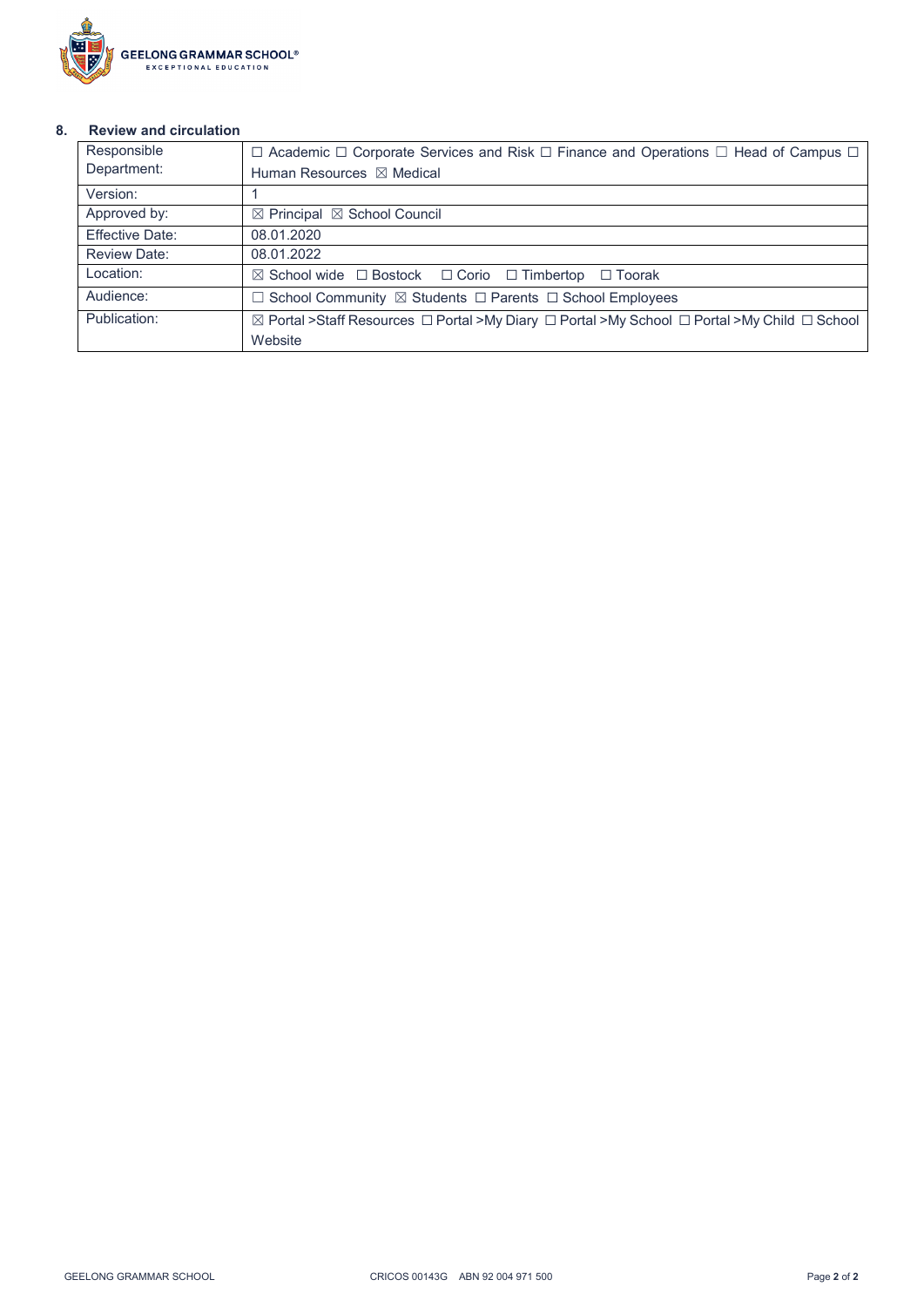## 8. Review and circulation

| | |
|---|---|
| Responsible Department: | ☐ Academic ☐ Corporate Services and Risk ☐ Finance and Operations ☐ Head of Campus ☐ Human Resources ☒ Medical |
| Version: | 1 |
| Approved by: | ☒ Principal ☒ School Council |
| Effective Date: | 08.01.2020 |
| Review Date: | 08.01.2022 |
| Location: | ☒ School wide ☐ Bostock ☐ Corio ☐ Timbertop ☐ Toorak |
| Audience: | ☐ School Community ☒ Students ☐ Parents ☐ School Employees |
| Publication: | ☒ Portal >Staff Resources ☐ Portal >My Diary ☐ Portal >My School ☐ Portal >My Child ☐ School Website |